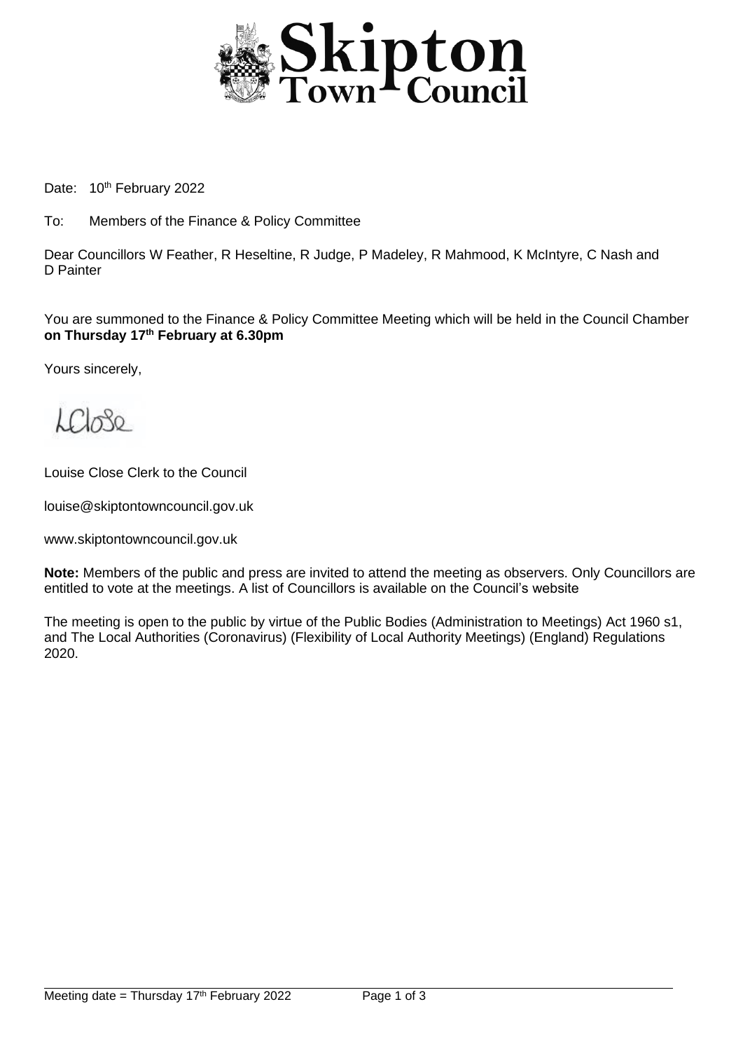# Skipton Town Council

Date: 10th February 2022

To: Members of the Finance & Policy Committee

Dear Councillors W Feather, R Heseltine, R Judge, P Madeley, R Mahmood, K McIntyre, C Nash and D Painter

You are summoned to the Finance & Policy Committee Meeting which will be held in the Council Chamber **on Thursday 17th February at 6.30pm**

Yours sincerely,

LClose

Louise Close Clerk to the Council

louise@skiptontowncouncil.gov.uk

www.skiptontowncouncil.gov.uk

**Note:** Members of the public and press are invited to attend the meeting as observers. Only Councillors are entitled to vote at the meetings. A list of Councillors is available on the Council's website

The meeting is open to the public by virtue of the Public Bodies (Administration to Meetings) Act 1960 s1, and The Local Authorities (Coronavirus) (Flexibility of Local Authority Meetings) (England) Regulations 2020.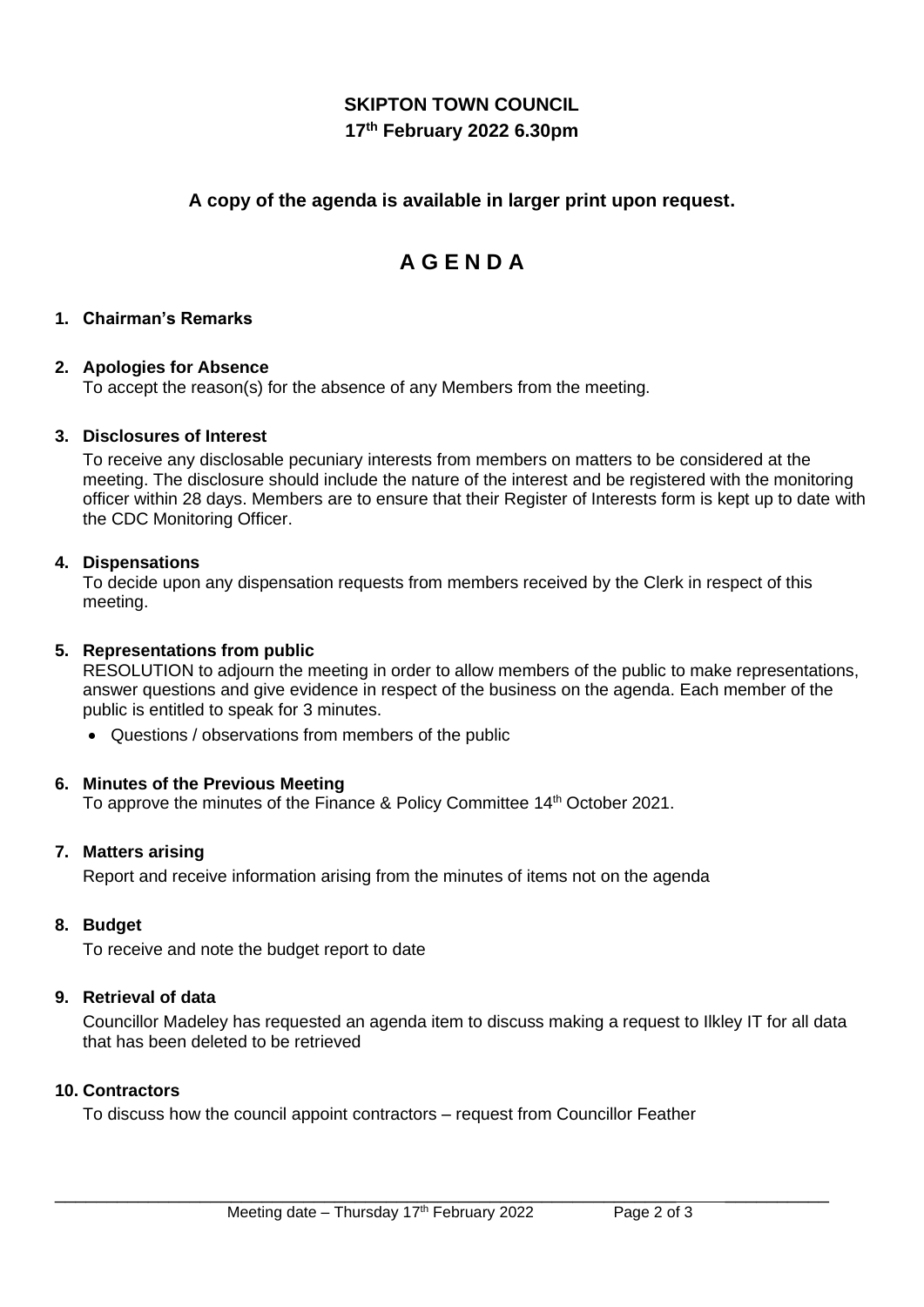**SKIPTON TOWN COUNCIL**
**17th February 2022 6.30pm**

**A copy of the agenda is available in larger print upon request.**

# A G E N D A

**1. Chairman's Remarks**

**2. Apologies for Absence**
To accept the reason(s) for the absence of any Members from the meeting.

**3. Disclosures of Interest**
To receive any disclosable pecuniary interests from members on matters to be considered at the meeting. The disclosure should include the nature of the interest and be registered with the monitoring officer within 28 days. Members are to ensure that their Register of Interests form is kept up to date with the CDC Monitoring Officer.

**4. Dispensations**
To decide upon any dispensation requests from members received by the Clerk in respect of this meeting.

**5. Representations from public**
RESOLUTION to adjourn the meeting in order to allow members of the public to make representations, answer questions and give evidence in respect of the business on the agenda. Each member of the public is entitled to speak for 3 minutes.

- Questions / observations from members of the public

**6. Minutes of the Previous Meeting**
To approve the minutes of the Finance & Policy Committee 14th October 2021.

**7. Matters arising**
Report and receive information arising from the minutes of items not on the agenda

**8. Budget**
To receive and note the budget report to date

**9. Retrieval of data**
Councillor Madeley has requested an agenda item to discuss making a request to Ilkley IT for all data that has been deleted to be retrieved

**10. Contractors**
To discuss how the council appoint contractors – request from Councillor Feather

Meeting date – Thursday 17th February 2022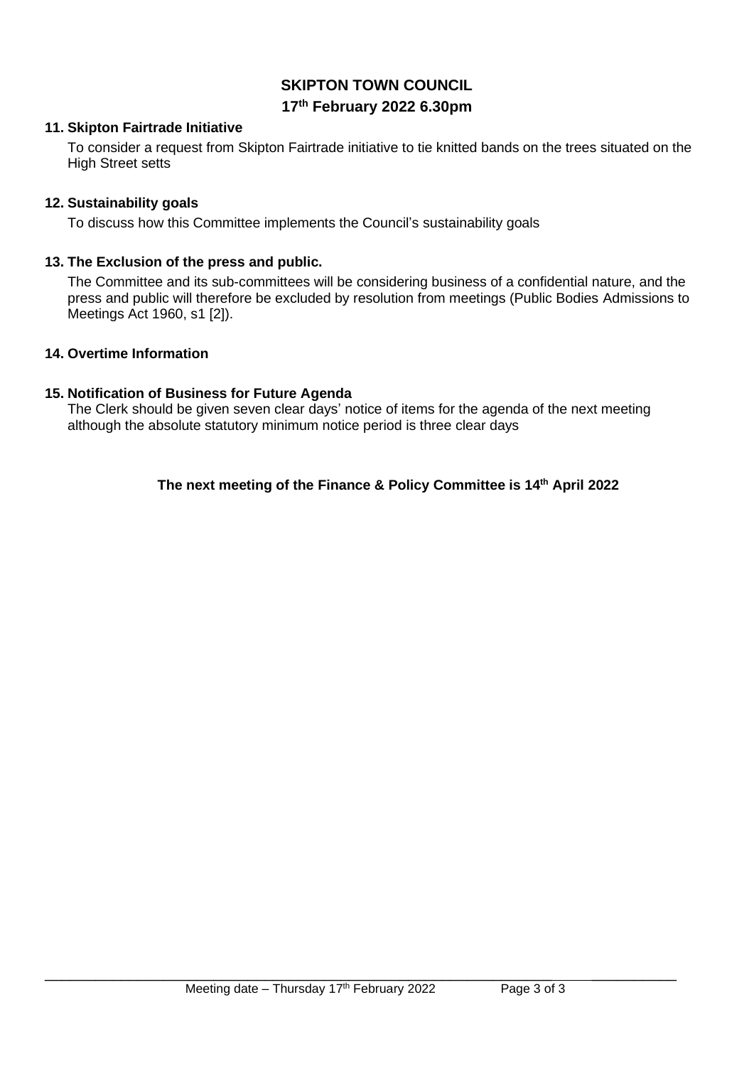**SKIPTON TOWN COUNCIL**

**17th February 2022 6.30pm**

**11. Skipton Fairtrade Initiative**

To consider a request from Skipton Fairtrade initiative to tie knitted bands on the trees situated on the High Street setts

**12. Sustainability goals**

To discuss how this Committee implements the Council's sustainability goals

**13. The Exclusion of the press and public.**

The Committee and its sub-committees will be considering business of a confidential nature, and the press and public will therefore be excluded by resolution from meetings (Public Bodies Admissions to Meetings Act 1960, s1 [2]).

**14. Overtime Information**

**15. Notification of Business for Future Agenda**

The Clerk should be given seven clear days' notice of items for the agenda of the next meeting although the absolute statutory minimum notice period is three clear days

**The next meeting of the Finance & Policy Committee is 14th April 2022**